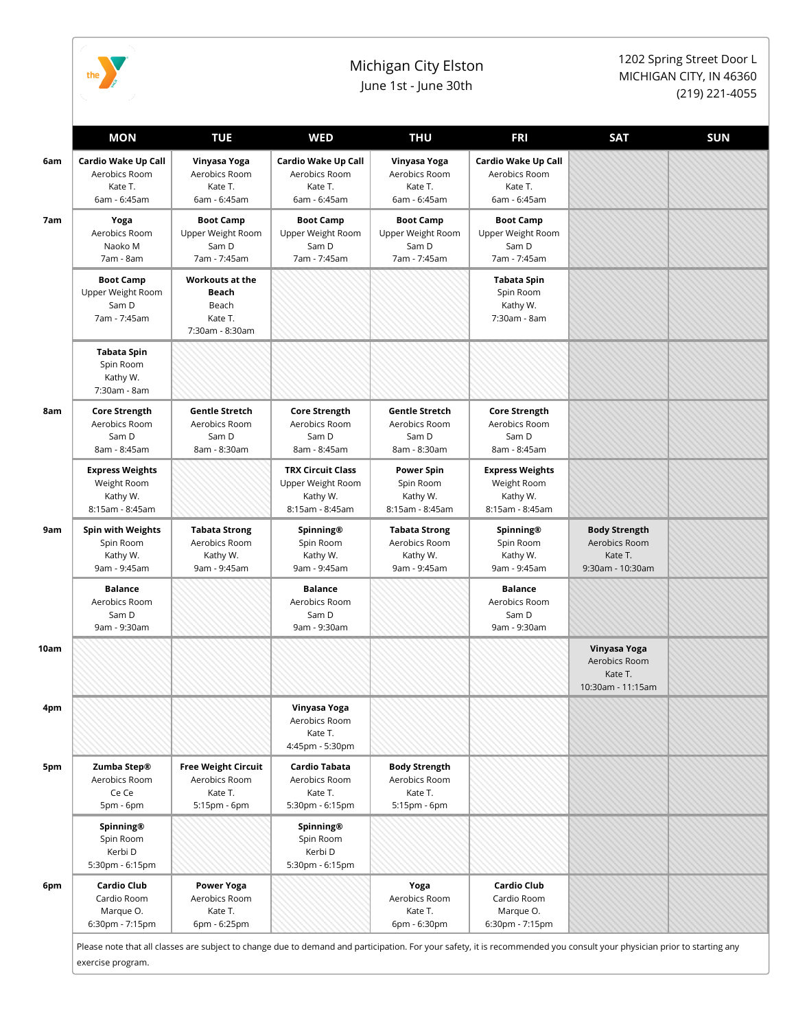# Michigan City Elston

June 1st - June 30th

1202 Spring Street Door L
MICHIGAN CITY, IN 46360
(219) 221-4055

| | MON | TUE | WED | THU | FRI | SAT | SUN |
|---|---|---|---|---|---|---|---|
| 6am | **Cardio Wake Up Call** Aerobics Room Kate T. 6am - 6:45am | **Vinyasa Yoga** Aerobics Room Kate T. 6am - 6:45am | **Cardio Wake Up Call** Aerobics Room Kate T. 6am - 6:45am | **Vinyasa Yoga** Aerobics Room Kate T. 6am - 6:45am | **Cardio Wake Up Call** Aerobics Room Kate T. 6am - 6:45am | | |
| 7am | **Yoga** Aerobics Room Naoko M 7am - 8am | **Boot Camp** Upper Weight Room Sam D 7am - 7:45am | **Boot Camp** Upper Weight Room Sam D 7am - 7:45am | **Boot Camp** Upper Weight Room Sam D 7am - 7:45am | **Boot Camp** Upper Weight Room Sam D 7am - 7:45am | | |
| | **Boot Camp** Upper Weight Room Sam D 7am - 7:45am | **Workouts at the Beach** Beach Kate T. 7:30am - 8:30am | | | **Tabata Spin** Spin Room Kathy W. 7:30am - 8am | | |
| | **Tabata Spin** Spin Room Kathy W. 7:30am - 8am | | | | | | |
| 8am | **Core Strength** Aerobics Room Sam D 8am - 8:45am | **Gentle Stretch** Aerobics Room Sam D 8am - 8:30am | **Core Strength** Aerobics Room Sam D 8am - 8:45am | **Gentle Stretch** Aerobics Room Sam D 8am - 8:30am | **Core Strength** Aerobics Room Sam D 8am - 8:45am | | |
| | **Express Weights** Weight Room Kathy W. 8:15am - 8:45am | | **TRX Circuit Class** Upper Weight Room Kathy W. 8:15am - 8:45am | **Power Spin** Spin Room Kathy W. 8:15am - 8:45am | **Express Weights** Weight Room Kathy W. 8:15am - 8:45am | | |
| 9am | **Spin with Weights** Spin Room Kathy W. 9am - 9:45am | **Tabata Strong** Aerobics Room Kathy W. 9am - 9:45am | **Spinning®** Spin Room Kathy W. 9am - 9:45am | **Tabata Strong** Aerobics Room Kathy W. 9am - 9:45am | **Spinning®** Spin Room Kathy W. 9am - 9:45am | **Body Strength** Aerobics Room Kate T. 9:30am - 10:30am | |
| | **Balance** Aerobics Room Sam D 9am - 9:30am | | **Balance** Aerobics Room Sam D 9am - 9:30am | | **Balance** Aerobics Room Sam D 9am - 9:30am | | |
| 10am | | | | | | **Vinyasa Yoga** Aerobics Room Kate T. 10:30am - 11:15am | |
| 4pm | | | **Vinyasa Yoga** Aerobics Room Kate T. 4:45pm - 5:30pm | | | | |
| 5pm | **Zumba Step®** Aerobics Room Ce Ce 5pm - 6pm | **Free Weight Circuit** Aerobics Room Kate T. 5:15pm - 6pm | **Cardio Tabata** Aerobics Room Kate T. 5:30pm - 6:15pm | **Body Strength** Aerobics Room Kate T. 5:15pm - 6pm | | | |
| | **Spinning®** Spin Room Kerbi D 5:30pm - 6:15pm | | **Spinning®** Spin Room Kerbi D 5:30pm - 6:15pm | | | | |
| 6pm | **Cardio Club** Cardio Room Marque O. 6:30pm - 7:15pm | **Power Yoga** Aerobics Room Kate T. 6pm - 6:25pm | | **Yoga** Aerobics Room Kate T. 6pm - 6:30pm | **Cardio Club** Cardio Room Marque O. 6:30pm - 7:15pm | | |

Please note that all classes are subject to change due to demand and participation. For your safety, it is recommended you consult your physician prior to starting any exercise program.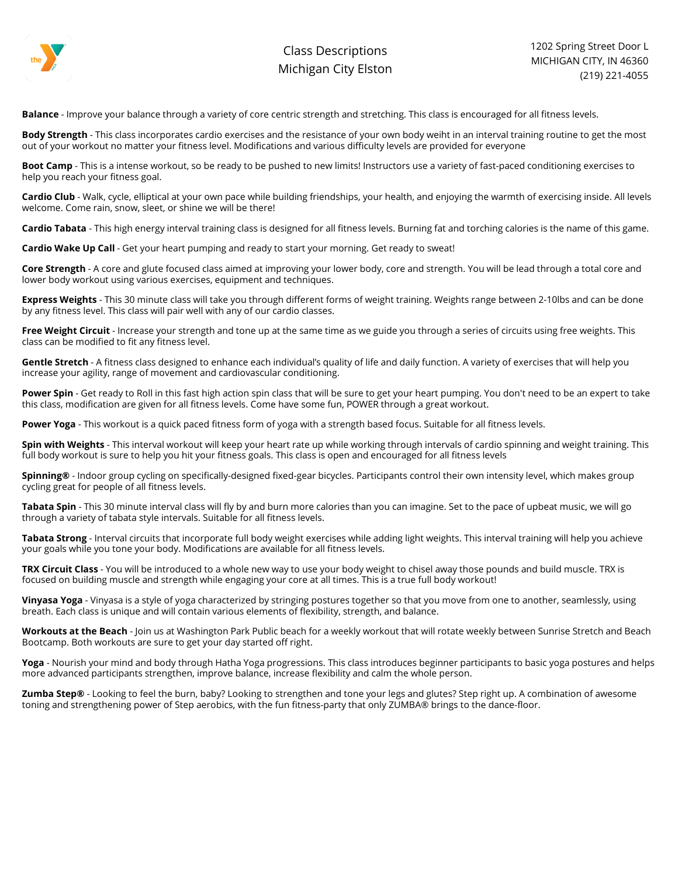# Class Descriptions
## Michigan City Elston

1202 Spring Street Door L
MICHIGAN CITY, IN 46360
(219) 221-4055

**Balance** - Improve your balance through a variety of core centric strength and stretching. This class is encouraged for all fitness levels.

**Body Strength** - This class incorporates cardio exercises and the resistance of your own body weiht in an interval training routine to get the most out of your workout no matter your fitness level. Modifications and various difficulty levels are provided for everyone

**Boot Camp** - This is a intense workout, so be ready to be pushed to new limits! Instructors use a variety of fast-paced conditioning exercises to help you reach your fitness goal.

**Cardio Club** - Walk, cycle, elliptical at your own pace while building friendships, your health, and enjoying the warmth of exercising inside. All levels welcome. Come rain, snow, sleet, or shine we will be there!

**Cardio Tabata** - This high energy interval training class is designed for all fitness levels. Burning fat and torching calories is the name of this game.

**Cardio Wake Up Call** - Get your heart pumping and ready to start your morning. Get ready to sweat!

**Core Strength** - A core and glute focused class aimed at improving your lower body, core and strength. You will be lead through a total core and lower body workout using various exercises, equipment and techniques.

**Express Weights** - This 30 minute class will take you through different forms of weight training. Weights range between 2-10lbs and can be done by any fitness level. This class will pair well with any of our cardio classes.

**Free Weight Circuit** - Increase your strength and tone up at the same time as we guide you through a series of circuits using free weights. This class can be modified to fit any fitness level.

**Gentle Stretch** - A fitness class designed to enhance each individual's quality of life and daily function. A variety of exercises that will help you increase your agility, range of movement and cardiovascular conditioning.

**Power Spin** - Get ready to Roll in this fast high action spin class that will be sure to get your heart pumping. You don't need to be an expert to take this class, modification are given for all fitness levels. Come have some fun, POWER through a great workout.

**Power Yoga** - This workout is a quick paced fitness form of yoga with a strength based focus. Suitable for all fitness levels.

**Spin with Weights** - This interval workout will keep your heart rate up while working through intervals of cardio spinning and weight training. This full body workout is sure to help you hit your fitness goals. This class is open and encouraged for all fitness levels

**Spinning®** - Indoor group cycling on specifically-designed fixed-gear bicycles. Participants control their own intensity level, which makes group cycling great for people of all fitness levels.

**Tabata Spin** - This 30 minute interval class will fly by and burn more calories than you can imagine. Set to the pace of upbeat music, we will go through a variety of tabata style intervals. Suitable for all fitness levels.

**Tabata Strong** - Interval circuits that incorporate full body weight exercises while adding light weights. This interval training will help you achieve your goals while you tone your body. Modifications are available for all fitness levels.

**TRX Circuit Class** - You will be introduced to a whole new way to use your body weight to chisel away those pounds and build muscle. TRX is focused on building muscle and strength while engaging your core at all times. This is a true full body workout!

**Vinyasa Yoga** - Vinyasa is a style of yoga characterized by stringing postures together so that you move from one to another, seamlessly, using breath. Each class is unique and will contain various elements of flexibility, strength, and balance.

**Workouts at the Beach** - Join us at Washington Park Public beach for a weekly workout that will rotate weekly between Sunrise Stretch and Beach Bootcamp. Both workouts are sure to get your day started off right.

**Yoga** - Nourish your mind and body through Hatha Yoga progressions. This class introduces beginner participants to basic yoga postures and helps more advanced participants strengthen, improve balance, increase flexibility and calm the whole person.

**Zumba Step®** - Looking to feel the burn, baby? Looking to strengthen and tone your legs and glutes? Step right up. A combination of awesome toning and strengthening power of Step aerobics, with the fun fitness-party that only ZUMBA® brings to the dance-floor.